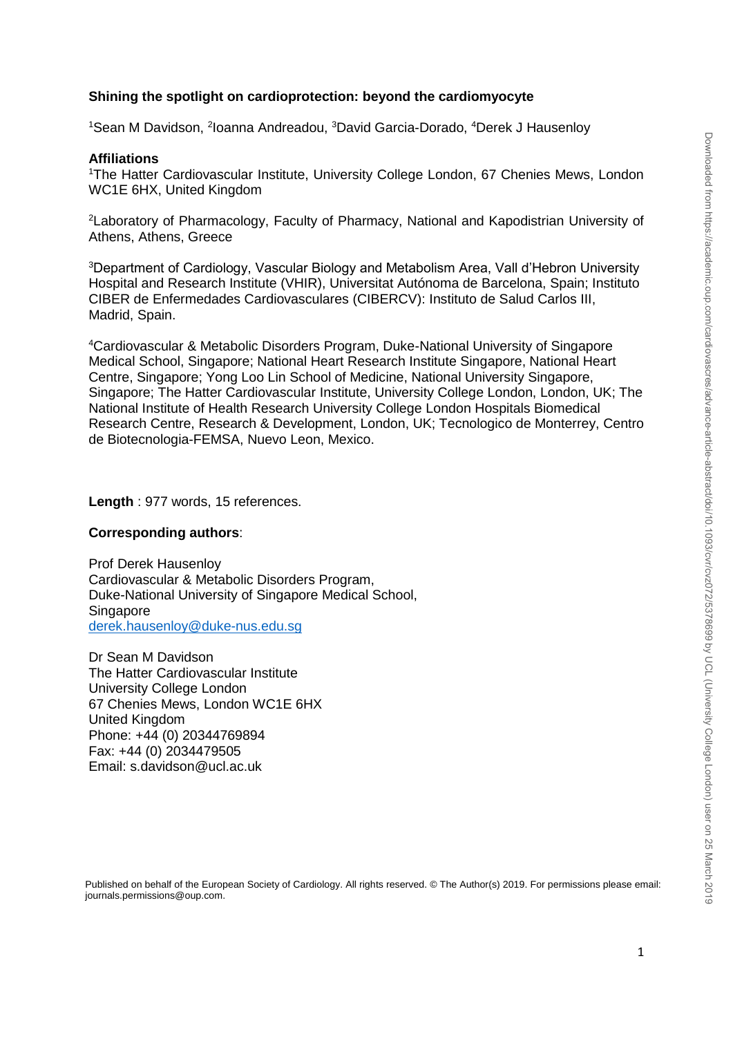**Shining the spotlight on cardioprotection: beyond the cardiomyocyte**

[1]Sean M Davidson, [2]Ioanna Andreadou, [3]David Garcia-Dorado, [4]Derek J Hausenloy

**Affiliations**

[1]The Hatter Cardiovascular Institute, University College London, 67 Chenies Mews, London WC1E 6HX, United Kingdom

[2]Laboratory of Pharmacology, Faculty of Pharmacy, National and Kapodistrian University of Athens, Athens, Greece

[3]Department of Cardiology, Vascular Biology and Metabolism Area, Vall d'Hebron University Hospital and Research Institute (VHIR), Universitat Autónoma de Barcelona, Spain; Instituto CIBER de Enfermedades Cardiovasculares (CIBERCV): Instituto de Salud Carlos III, Madrid, Spain.

[4]Cardiovascular & Metabolic Disorders Program, Duke-National University of Singapore Medical School, Singapore; National Heart Research Institute Singapore, National Heart Centre, Singapore; Yong Loo Lin School of Medicine, National University Singapore, Singapore; The Hatter Cardiovascular Institute, University College London, London, UK; The National Institute of Health Research University College London Hospitals Biomedical Research Centre, Research & Development, London, UK; Tecnologico de Monterrey, Centro de Biotecnologia-FEMSA, Nuevo Leon, Mexico.

**Length** : 977 words, 15 references.

**Corresponding authors**:

Prof Derek Hausenloy
Cardiovascular & Metabolic Disorders Program,
Duke-National University of Singapore Medical School,
Singapore
derek.hausenloy@duke-nus.edu.sg

Dr Sean M Davidson
The Hatter Cardiovascular Institute
University College London
67 Chenies Mews, London WC1E 6HX
United Kingdom
Phone: +44 (0) 20344769894
Fax: +44 (0) 2034479505
Email: s.davidson@ucl.ac.uk

Published on behalf of the European Society of Cardiology. All rights reserved. © The Author(s) 2019. For permissions please email: journals.permissions@oup.com.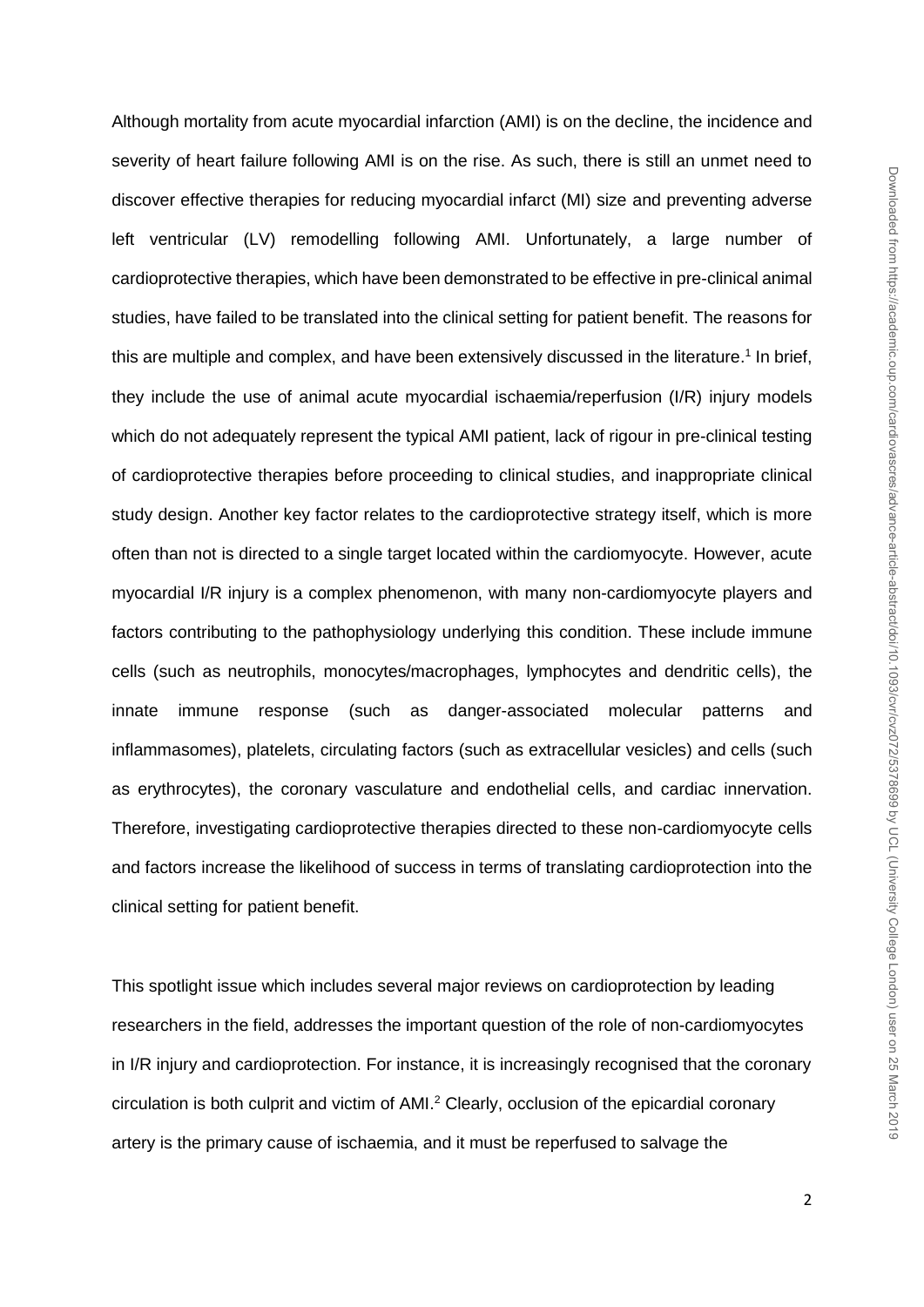Although mortality from acute myocardial infarction (AMI) is on the decline, the incidence and severity of heart failure following AMI is on the rise. As such, there is still an unmet need to discover effective therapies for reducing myocardial infarct (MI) size and preventing adverse left ventricular (LV) remodelling following AMI. Unfortunately, a large number of cardioprotective therapies, which have been demonstrated to be effective in pre-clinical animal studies, have failed to be translated into the clinical setting for patient benefit. The reasons for this are multiple and complex, and have been extensively discussed in the literature.[1] In brief, they include the use of animal acute myocardial ischaemia/reperfusion (I/R) injury models which do not adequately represent the typical AMI patient, lack of rigour in pre-clinical testing of cardioprotective therapies before proceeding to clinical studies, and inappropriate clinical study design. Another key factor relates to the cardioprotective strategy itself, which is more often than not is directed to a single target located within the cardiomyocyte. However, acute myocardial I/R injury is a complex phenomenon, with many non-cardiomyocyte players and factors contributing to the pathophysiology underlying this condition. These include immune cells (such as neutrophils, monocytes/macrophages, lymphocytes and dendritic cells), the innate immune response (such as danger-associated molecular patterns and inflammasomes), platelets, circulating factors (such as extracellular vesicles) and cells (such as erythrocytes), the coronary vasculature and endothelial cells, and cardiac innervation. Therefore, investigating cardioprotective therapies directed to these non-cardiomyocyte cells and factors increase the likelihood of success in terms of translating cardioprotection into the clinical setting for patient benefit.

This spotlight issue which includes several major reviews on cardioprotection by leading researchers in the field, addresses the important question of the role of non-cardiomyocytes in I/R injury and cardioprotection. For instance, it is increasingly recognised that the coronary circulation is both culprit and victim of AMI.[2] Clearly, occlusion of the epicardial coronary artery is the primary cause of ischaemia, and it must be reperfused to salvage the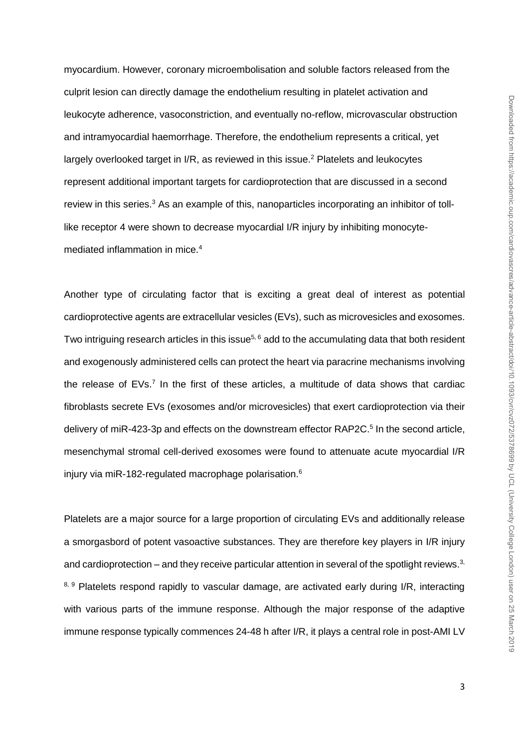myocardium. However, coronary microembolisation and soluble factors released from the culprit lesion can directly damage the endothelium resulting in platelet activation and leukocyte adherence, vasoconstriction, and eventually no-reflow, microvascular obstruction and intramyocardial haemorrhage. Therefore, the endothelium represents a critical, yet largely overlooked target in I/R, as reviewed in this issue.[2] Platelets and leukocytes represent additional important targets for cardioprotection that are discussed in a second review in this series.[3] As an example of this, nanoparticles incorporating an inhibitor of toll-like receptor 4 were shown to decrease myocardial I/R injury by inhibiting monocyte-mediated inflammation in mice.[4]

Another type of circulating factor that is exciting a great deal of interest as potential cardioprotective agents are extracellular vesicles (EVs), such as microvesicles and exosomes. Two intriguing research articles in this issue[5, 6] add to the accumulating data that both resident and exogenously administered cells can protect the heart via paracrine mechanisms involving the release of EVs.[7] In the first of these articles, a multitude of data shows that cardiac fibroblasts secrete EVs (exosomes and/or microvesicles) that exert cardioprotection via their delivery of miR-423-3p and effects on the downstream effector RAP2C.[5] In the second article, mesenchymal stromal cell-derived exosomes were found to attenuate acute myocardial I/R injury via miR-182-regulated macrophage polarisation.[6]

Platelets are a major source for a large proportion of circulating EVs and additionally release a smorgasbord of potent vasoactive substances. They are therefore key players in I/R injury and cardioprotection – and they receive particular attention in several of the spotlight reviews.[3, 8, 9] Platelets respond rapidly to vascular damage, are activated early during I/R, interacting with various parts of the immune response. Although the major response of the adaptive immune response typically commences 24-48 h after I/R, it plays a central role in post-AMI LV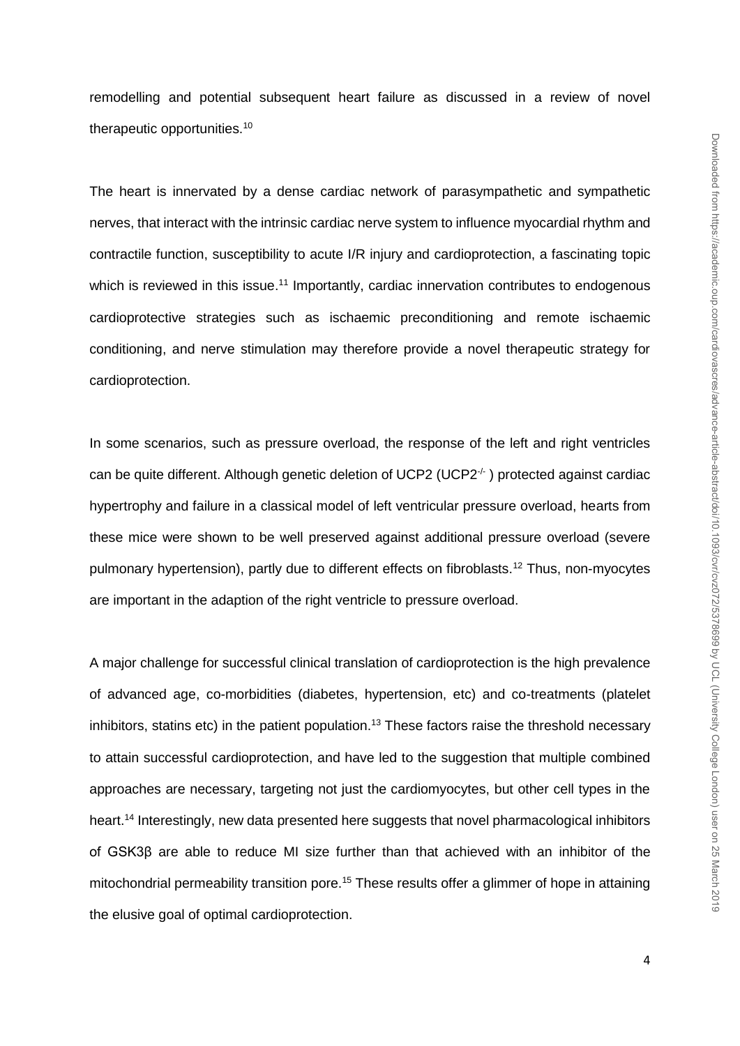remodelling and potential subsequent heart failure as discussed in a review of novel therapeutic opportunities.[10]

The heart is innervated by a dense cardiac network of parasympathetic and sympathetic nerves, that interact with the intrinsic cardiac nerve system to influence myocardial rhythm and contractile function, susceptibility to acute I/R injury and cardioprotection, a fascinating topic which is reviewed in this issue.[11] Importantly, cardiac innervation contributes to endogenous cardioprotective strategies such as ischaemic preconditioning and remote ischaemic conditioning, and nerve stimulation may therefore provide a novel therapeutic strategy for cardioprotection.

In some scenarios, such as pressure overload, the response of the left and right ventricles can be quite different. Although genetic deletion of UCP2 (UCP2$^{-/-}$ ) protected against cardiac hypertrophy and failure in a classical model of left ventricular pressure overload, hearts from these mice were shown to be well preserved against additional pressure overload (severe pulmonary hypertension), partly due to different effects on fibroblasts.[12] Thus, non-myocytes are important in the adaption of the right ventricle to pressure overload.

A major challenge for successful clinical translation of cardioprotection is the high prevalence of advanced age, co-morbidities (diabetes, hypertension, etc) and co-treatments (platelet inhibitors, statins etc) in the patient population.[13] These factors raise the threshold necessary to attain successful cardioprotection, and have led to the suggestion that multiple combined approaches are necessary, targeting not just the cardiomyocytes, but other cell types in the heart.[14] Interestingly, new data presented here suggests that novel pharmacological inhibitors of GSK3β are able to reduce MI size further than that achieved with an inhibitor of the mitochondrial permeability transition pore.[15] These results offer a glimmer of hope in attaining the elusive goal of optimal cardioprotection.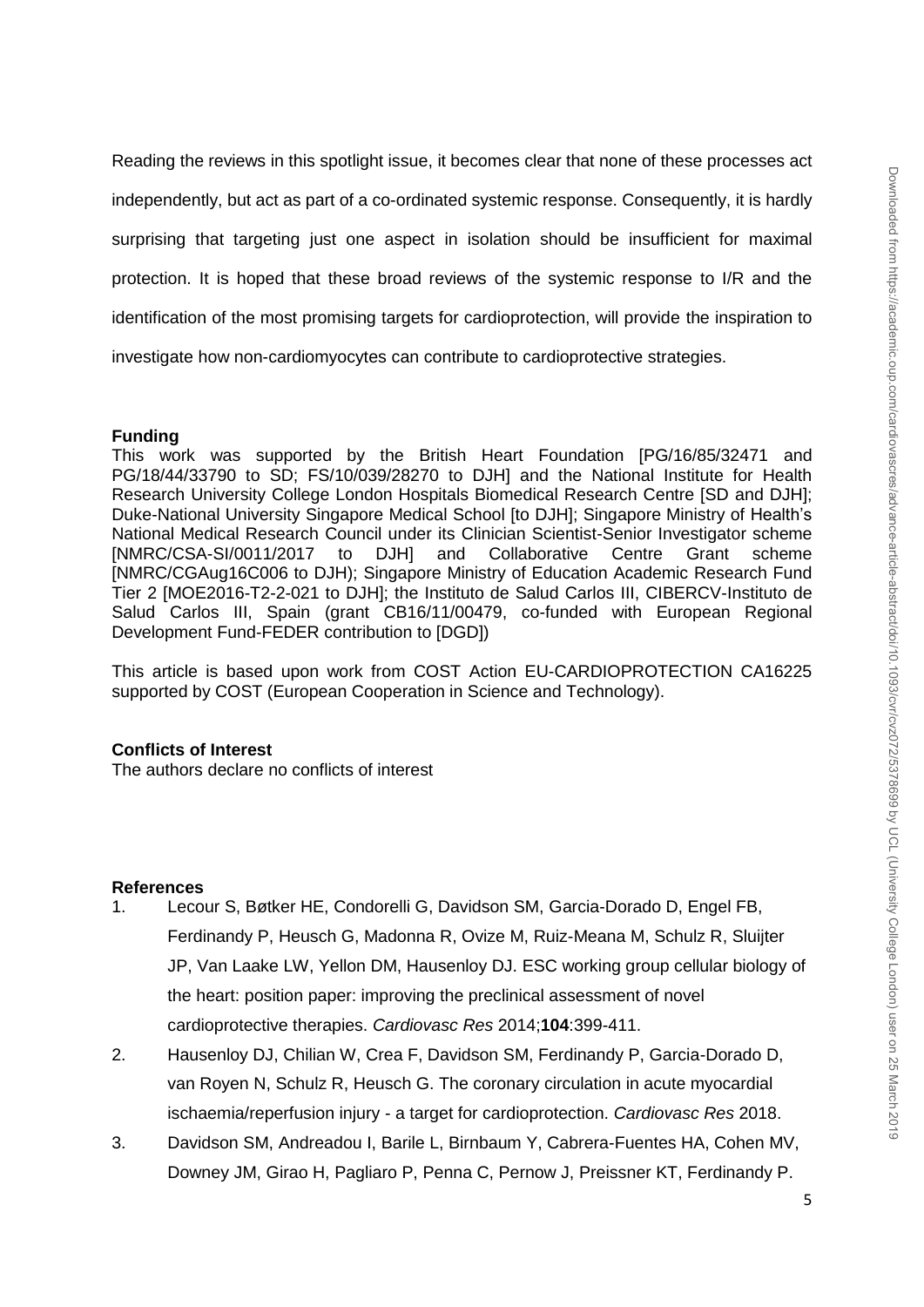Reading the reviews in this spotlight issue, it becomes clear that none of these processes act independently, but act as part of a co-ordinated systemic response. Consequently, it is hardly surprising that targeting just one aspect in isolation should be insufficient for maximal protection. It is hoped that these broad reviews of the systemic response to I/R and the identification of the most promising targets for cardioprotection, will provide the inspiration to investigate how non-cardiomyocytes can contribute to cardioprotective strategies.

**Funding**

This work was supported by the British Heart Foundation [PG/16/85/32471 and PG/18/44/33790 to SD; FS/10/039/28270 to DJH] and the National Institute for Health Research University College London Hospitals Biomedical Research Centre [SD and DJH]; Duke-National University Singapore Medical School [to DJH]; Singapore Ministry of Health's National Medical Research Council under its Clinician Scientist-Senior Investigator scheme [NMRC/CSA-SI/0011/2017 to DJH] and Collaborative Centre Grant scheme [NMRC/CGAug16C006 to DJH); Singapore Ministry of Education Academic Research Fund Tier 2 [MOE2016-T2-2-021 to DJH]; the Instituto de Salud Carlos III, CIBERCV-Instituto de Salud Carlos III, Spain (grant CB16/11/00479, co-funded with European Regional Development Fund-FEDER contribution to [DGD])

This article is based upon work from COST Action EU-CARDIOPROTECTION CA16225 supported by COST (European Cooperation in Science and Technology).

**Conflicts of Interest**

The authors declare no conflicts of interest

**References**

1. Lecour S, Bøtker HE, Condorelli G, Davidson SM, Garcia-Dorado D, Engel FB, Ferdinandy P, Heusch G, Madonna R, Ovize M, Ruiz-Meana M, Schulz R, Sluijter JP, Van Laake LW, Yellon DM, Hausenloy DJ. ESC working group cellular biology of the heart: position paper: improving the preclinical assessment of novel cardioprotective therapies. *Cardiovasc Res* 2014;**104**:399-411.
2. Hausenloy DJ, Chilian W, Crea F, Davidson SM, Ferdinandy P, Garcia-Dorado D, van Royen N, Schulz R, Heusch G. The coronary circulation in acute myocardial ischaemia/reperfusion injury - a target for cardioprotection. *Cardiovasc Res* 2018.
3. Davidson SM, Andreadou I, Barile L, Birnbaum Y, Cabrera-Fuentes HA, Cohen MV, Downey JM, Girao H, Pagliaro P, Penna C, Pernow J, Preissner KT, Ferdinandy P.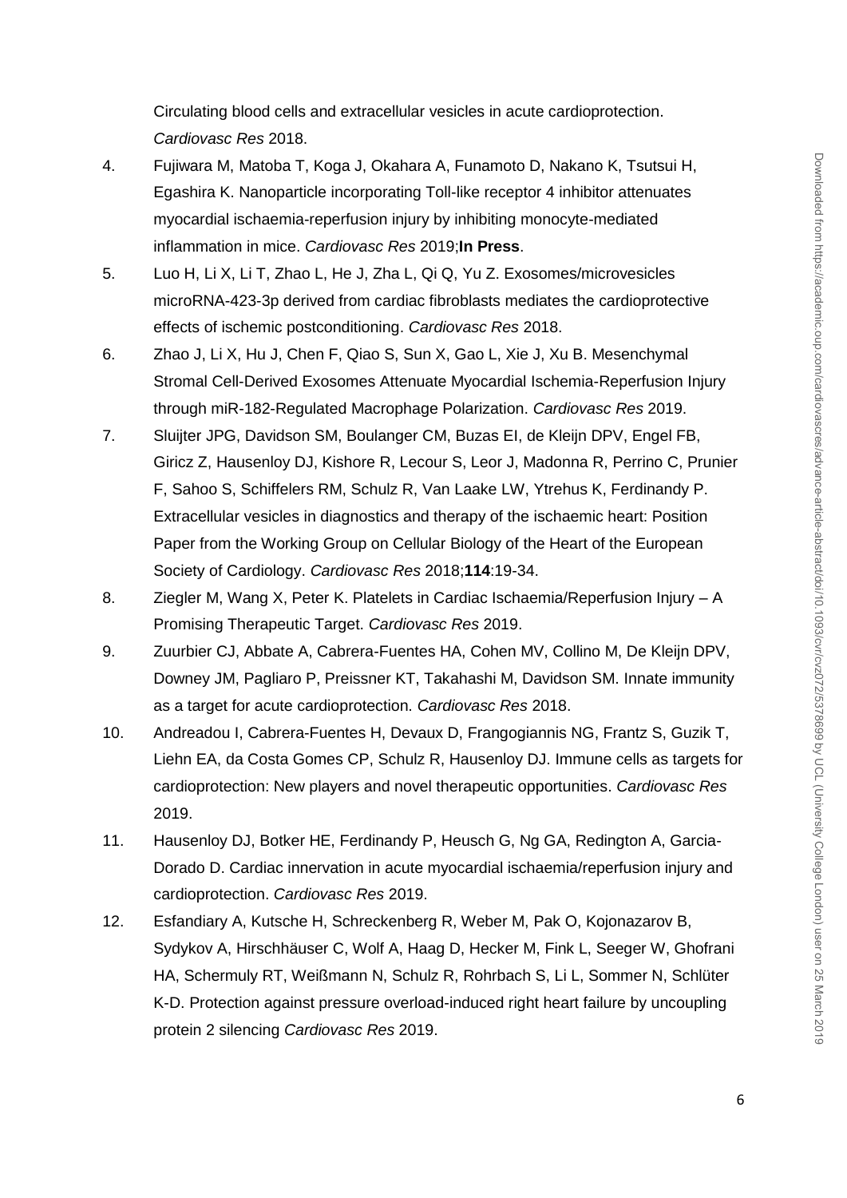Circulating blood cells and extracellular vesicles in acute cardioprotection. *Cardiovasc Res* 2018.

4. Fujiwara M, Matoba T, Koga J, Okahara A, Funamoto D, Nakano K, Tsutsui H, Egashira K. Nanoparticle incorporating Toll-like receptor 4 inhibitor attenuates myocardial ischaemia-reperfusion injury by inhibiting monocyte-mediated inflammation in mice. *Cardiovasc Res* 2019;**In Press**.
5. Luo H, Li X, Li T, Zhao L, He J, Zha L, Qi Q, Yu Z. Exosomes/microvesicles microRNA-423-3p derived from cardiac fibroblasts mediates the cardioprotective effects of ischemic postconditioning. *Cardiovasc Res* 2018.
6. Zhao J, Li X, Hu J, Chen F, Qiao S, Sun X, Gao L, Xie J, Xu B. Mesenchymal Stromal Cell-Derived Exosomes Attenuate Myocardial Ischemia-Reperfusion Injury through miR-182-Regulated Macrophage Polarization. *Cardiovasc Res* 2019.
7. Sluijter JPG, Davidson SM, Boulanger CM, Buzas EI, de Kleijn DPV, Engel FB, Giricz Z, Hausenloy DJ, Kishore R, Lecour S, Leor J, Madonna R, Perrino C, Prunier F, Sahoo S, Schiffelers RM, Schulz R, Van Laake LW, Ytrehus K, Ferdinandy P. Extracellular vesicles in diagnostics and therapy of the ischaemic heart: Position Paper from the Working Group on Cellular Biology of the Heart of the European Society of Cardiology. *Cardiovasc Res* 2018;**114**:19-34.
8. Ziegler M, Wang X, Peter K. Platelets in Cardiac Ischaemia/Reperfusion Injury – A Promising Therapeutic Target. *Cardiovasc Res* 2019.
9. Zuurbier CJ, Abbate A, Cabrera-Fuentes HA, Cohen MV, Collino M, De Kleijn DPV, Downey JM, Pagliaro P, Preissner KT, Takahashi M, Davidson SM. Innate immunity as a target for acute cardioprotection. *Cardiovasc Res* 2018.
10. Andreadou I, Cabrera-Fuentes H, Devaux D, Frangogiannis NG, Frantz S, Guzik T, Liehn EA, da Costa Gomes CP, Schulz R, Hausenloy DJ. Immune cells as targets for cardioprotection: New players and novel therapeutic opportunities. *Cardiovasc Res* 2019.
11. Hausenloy DJ, Botker HE, Ferdinandy P, Heusch G, Ng GA, Redington A, Garcia-Dorado D. Cardiac innervation in acute myocardial ischaemia/reperfusion injury and cardioprotection. *Cardiovasc Res* 2019.
12. Esfandiary A, Kutsche H, Schreckenberg R, Weber M, Pak O, Kojonazarov B, Sydykov A, Hirschhäuser C, Wolf A, Haag D, Hecker M, Fink L, Seeger W, Ghofrani HA, Schermuly RT, Weißmann N, Schulz R, Rohrbach S, Li L, Sommer N, Schlüter K-D. Protection against pressure overload-induced right heart failure by uncoupling protein 2 silencing *Cardiovasc Res* 2019.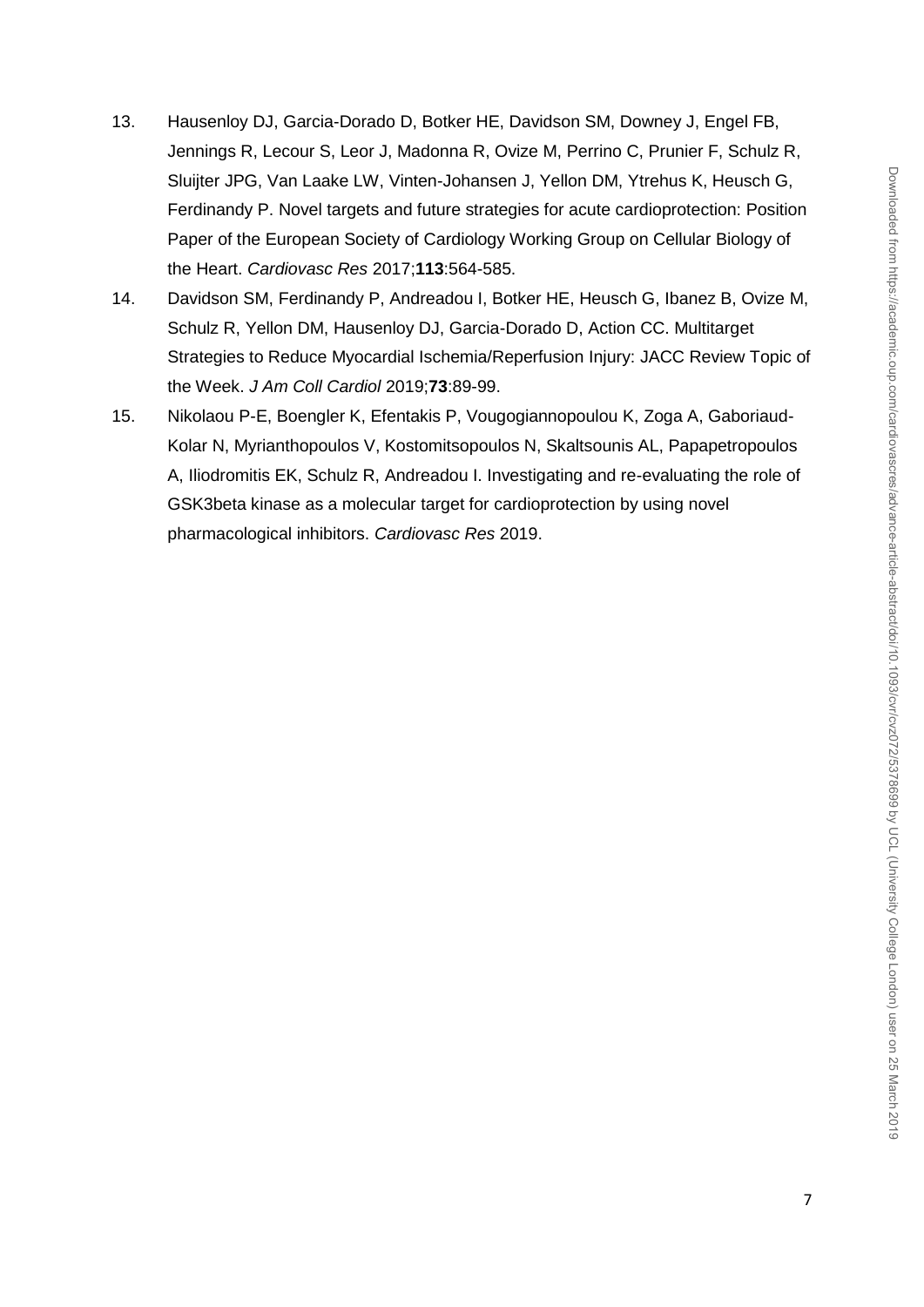13. Hausenloy DJ, Garcia-Dorado D, Botker HE, Davidson SM, Downey J, Engel FB, Jennings R, Lecour S, Leor J, Madonna R, Ovize M, Perrino C, Prunier F, Schulz R, Sluijter JPG, Van Laake LW, Vinten-Johansen J, Yellon DM, Ytrehus K, Heusch G, Ferdinandy P. Novel targets and future strategies for acute cardioprotection: Position Paper of the European Society of Cardiology Working Group on Cellular Biology of the Heart. *Cardiovasc Res* 2017;**113**:564-585.
14. Davidson SM, Ferdinandy P, Andreadou I, Botker HE, Heusch G, Ibanez B, Ovize M, Schulz R, Yellon DM, Hausenloy DJ, Garcia-Dorado D, Action CC. Multitarget Strategies to Reduce Myocardial Ischemia/Reperfusion Injury: JACC Review Topic of the Week. *J Am Coll Cardiol* 2019;**73**:89-99.
15. Nikolaou P-E, Boengler K, Efentakis P, Vougogiannopoulou K, Zoga A, Gaboriaud-Kolar N, Myrianthopoulos V, Kostomitsopoulos N, Skaltsounis AL, Papapetropoulos A, Iliodromitis EK, Schulz R, Andreadou I. Investigating and re-evaluating the role of GSK3beta kinase as a molecular target for cardioprotection by using novel pharmacological inhibitors. *Cardiovasc Res* 2019.